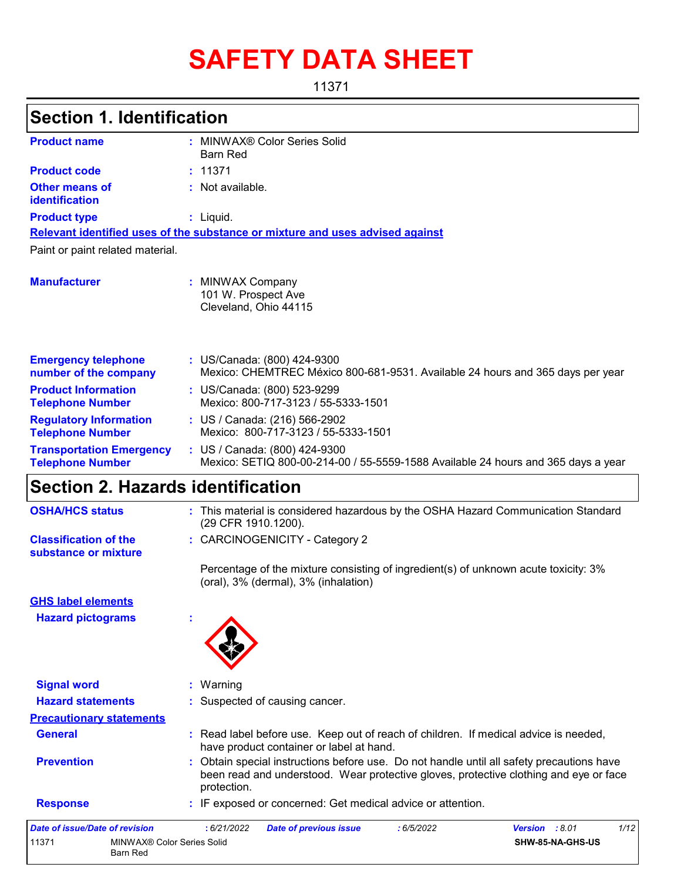# SAFETY DATA SHEET

11371

## Section 1. Identification

**Product name** : MINWAX® Color Series Solid Barn Red

**Product code** : 11371

**Other means of identification** : Not available.

**Product type** : Liquid.

**Relevant identified uses of the substance or mixture and uses advised against**

Paint or paint related material.

**Manufacturer** : MINWAX Company
101 W. Prospect Ave
Cleveland, Ohio 44115

**Emergency telephone number of the company** : US/Canada: (800) 424-9300
Mexico: CHEMTREC México 800-681-9531. Available 24 hours and 365 days per year

**Product Information Telephone Number** : US/Canada: (800) 523-9299
Mexico: 800-717-3123 / 55-5333-1501

**Regulatory Information Telephone Number** : US / Canada: (216) 566-2902
Mexico: 800-717-3123 / 55-5333-1501

**Transportation Emergency Telephone Number** : US / Canada: (800) 424-9300
Mexico: SETIQ 800-00-214-00 / 55-5559-1588 Available 24 hours and 365 days a year

## Section 2. Hazards identification

**OSHA/HCS status** : This material is considered hazardous by the OSHA Hazard Communication Standard (29 CFR 1910.1200).

**Classification of the substance or mixture** : CARCINOGENICITY - Category 2

Percentage of the mixture consisting of ingredient(s) of unknown acute toxicity: 3% (oral), 3% (dermal), 3% (inhalation)

**GHS label elements**

**Hazard pictograms** :

**Signal word** : Warning

**Hazard statements** : Suspected of causing cancer.

**Precautionary statements**

**General** : Read label before use. Keep out of reach of children. If medical advice is needed, have product container or label at hand.

**Prevention** : Obtain special instructions before use. Do not handle until all safety precautions have been read and understood. Wear protective gloves, protective clothing and eye or face protection.

**Response** : IF exposed or concerned: Get medical advice or attention.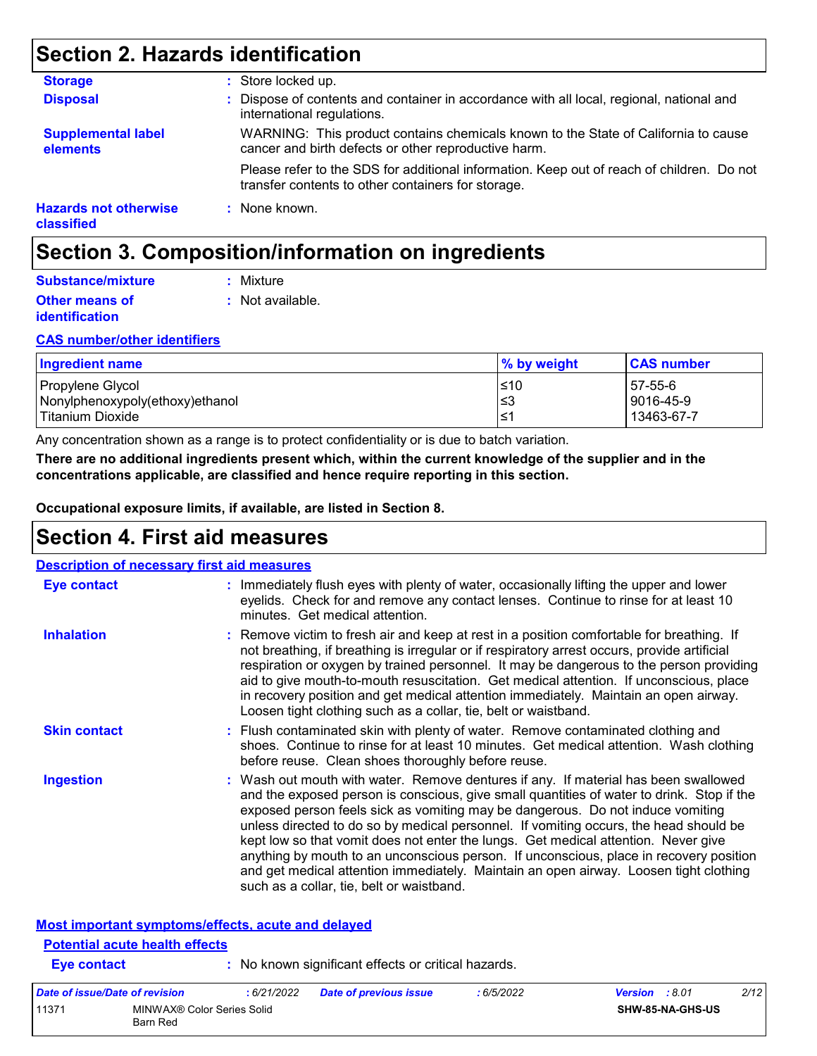## Section 2. Hazards identification

**Storage** : Store locked up.

**Disposal** : Dispose of contents and container in accordance with all local, regional, national and international regulations.

**Supplemental label elements** WARNING: This product contains chemicals known to the State of California to cause cancer and birth defects or other reproductive harm.

Please refer to the SDS for additional information. Keep out of reach of children. Do not transfer contents to other containers for storage.

**Hazards not otherwise classified** : None known.

## Section 3. Composition/information on ingredients

**Substance/mixture** : Mixture

**Other means of identification** : Not available.

**CAS number/other identifiers**

| Ingredient name | % by weight | CAS number |
|---|---|---|
| Propylene Glycol | ≤10 | 57-55-6 |
| Nonylphenoxypoly(ethoxy)ethanol | ≤3 | 9016-45-9 |
| Titanium Dioxide | ≤1 | 13463-67-7 |

Any concentration shown as a range is to protect confidentiality or is due to batch variation.

**There are no additional ingredients present which, within the current knowledge of the supplier and in the concentrations applicable, are classified and hence require reporting in this section.**

**Occupational exposure limits, if available, are listed in Section 8.**

## Section 4. First aid measures

**Description of necessary first aid measures**

**Eye contact** : Immediately flush eyes with plenty of water, occasionally lifting the upper and lower eyelids. Check for and remove any contact lenses. Continue to rinse for at least 10 minutes. Get medical attention.

**Inhalation** : Remove victim to fresh air and keep at rest in a position comfortable for breathing. If not breathing, if breathing is irregular or if respiratory arrest occurs, provide artificial respiration or oxygen by trained personnel. It may be dangerous to the person providing aid to give mouth-to-mouth resuscitation. Get medical attention. If unconscious, place in recovery position and get medical attention immediately. Maintain an open airway. Loosen tight clothing such as a collar, tie, belt or waistband.

**Skin contact** : Flush contaminated skin with plenty of water. Remove contaminated clothing and shoes. Continue to rinse for at least 10 minutes. Get medical attention. Wash clothing before reuse. Clean shoes thoroughly before reuse.

**Ingestion** : Wash out mouth with water. Remove dentures if any. If material has been swallowed and the exposed person is conscious, give small quantities of water to drink. Stop if the exposed person feels sick as vomiting may be dangerous. Do not induce vomiting unless directed to do so by medical personnel. If vomiting occurs, the head should be kept low so that vomit does not enter the lungs. Get medical attention. Never give anything by mouth to an unconscious person. If unconscious, place in recovery position and get medical attention immediately. Maintain an open airway. Loosen tight clothing such as a collar, tie, belt or waistband.

**Most important symptoms/effects, acute and delayed**

**Potential acute health effects**

**Eye contact** : No known significant effects or critical hazards.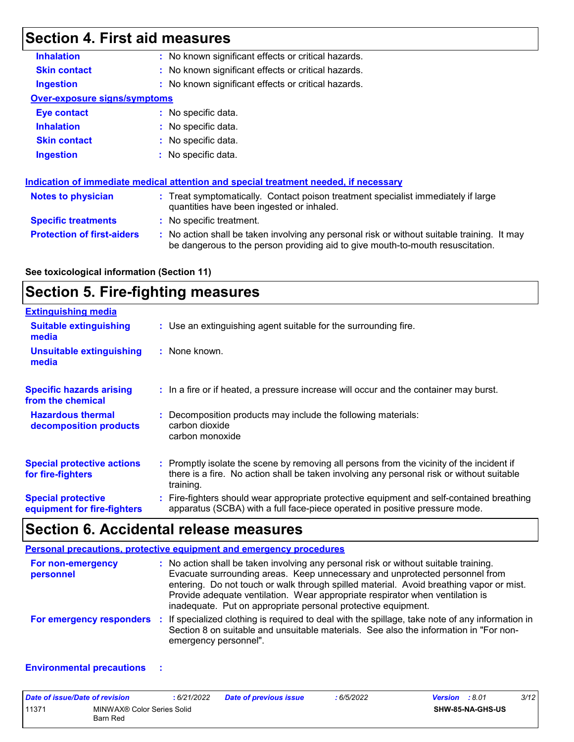## Section 4. First aid measures

| | |
|---|---|
| **Inhalation** | : No known significant effects or critical hazards. |
| **Skin contact** | : No known significant effects or critical hazards. |
| **Ingestion** | : No known significant effects or critical hazards. |

**Over-exposure signs/symptoms**

| | |
|---|---|
| **Eye contact** | : No specific data. |
| **Inhalation** | : No specific data. |
| **Skin contact** | : No specific data. |
| **Ingestion** | : No specific data. |

**Indication of immediate medical attention and special treatment needed, if necessary**

| | |
|---|---|
| **Notes to physician** | : Treat symptomatically. Contact poison treatment specialist immediately if large quantities have been ingested or inhaled. |
| **Specific treatments** | : No specific treatment. |
| **Protection of first-aiders** | : No action shall be taken involving any personal risk or without suitable training. It may be dangerous to the person providing aid to give mouth-to-mouth resuscitation. |

**See toxicological information (Section 11)**

## Section 5. Fire-fighting measures

**Extinguishing media**

| | |
|---|---|
| **Suitable extinguishing media** | : Use an extinguishing agent suitable for the surrounding fire. |
| **Unsuitable extinguishing media** | : None known. |
| **Specific hazards arising from the chemical** | : In a fire or if heated, a pressure increase will occur and the container may burst. |
| **Hazardous thermal decomposition products** | : Decomposition products may include the following materials: carbon dioxide carbon monoxide |
| **Special protective actions for fire-fighters** | : Promptly isolate the scene by removing all persons from the vicinity of the incident if there is a fire. No action shall be taken involving any personal risk or without suitable training. |
| **Special protective equipment for fire-fighters** | : Fire-fighters should wear appropriate protective equipment and self-contained breathing apparatus (SCBA) with a full face-piece operated in positive pressure mode. |

## Section 6. Accidental release measures

**Personal precautions, protective equipment and emergency procedures**

| | |
|---|---|
| **For non-emergency personnel** | : No action shall be taken involving any personal risk or without suitable training. Evacuate surrounding areas. Keep unnecessary and unprotected personnel from entering. Do not touch or walk through spilled material. Avoid breathing vapor or mist. Provide adequate ventilation. Wear appropriate respirator when ventilation is inadequate. Put on appropriate personal protective equipment. |
| **For emergency responders** | : If specialized clothing is required to deal with the spillage, take note of any information in Section 8 on suitable and unsuitable materials. See also the information in "For non-emergency personnel". |

**Environmental precautions** :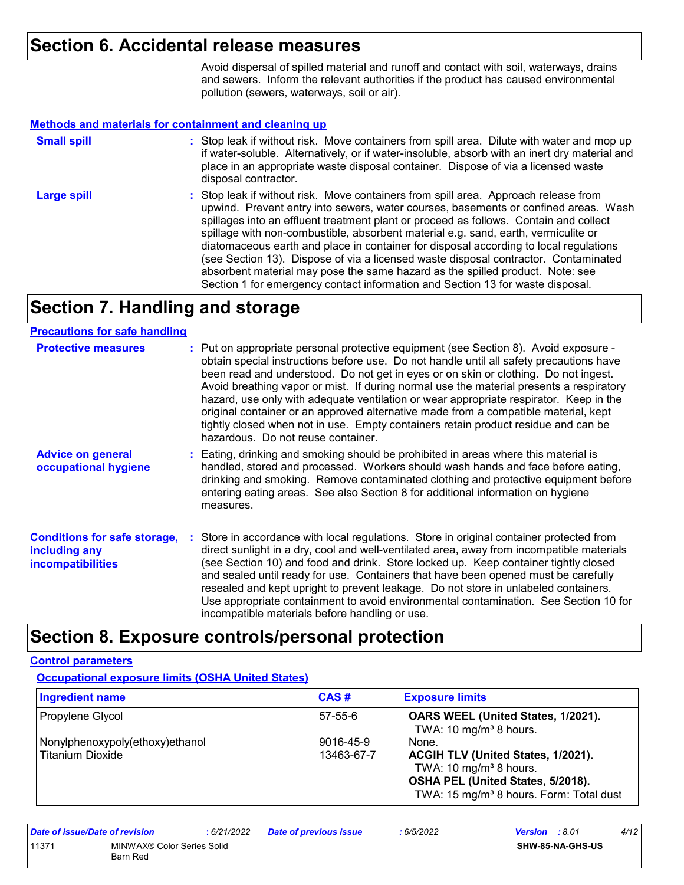## Section 6. Accidental release measures

Avoid dispersal of spilled material and runoff and contact with soil, waterways, drains and sewers. Inform the relevant authorities if the product has caused environmental pollution (sewers, waterways, soil or air).

### Methods and materials for containment and cleaning up

**Small spill** : Stop leak if without risk. Move containers from spill area. Dilute with water and mop up if water-soluble. Alternatively, or if water-insoluble, absorb with an inert dry material and place in an appropriate waste disposal container. Dispose of via a licensed waste disposal contractor.

**Large spill** : Stop leak if without risk. Move containers from spill area. Approach release from upwind. Prevent entry into sewers, water courses, basements or confined areas. Wash spillages into an effluent treatment plant or proceed as follows. Contain and collect spillage with non-combustible, absorbent material e.g. sand, earth, vermiculite or diatomaceous earth and place in container for disposal according to local regulations (see Section 13). Dispose of via a licensed waste disposal contractor. Contaminated absorbent material may pose the same hazard as the spilled product. Note: see Section 1 for emergency contact information and Section 13 for waste disposal.

## Section 7. Handling and storage

### Precautions for safe handling

**Protective measures** : Put on appropriate personal protective equipment (see Section 8). Avoid exposure - obtain special instructions before use. Do not handle until all safety precautions have been read and understood. Do not get in eyes or on skin or clothing. Do not ingest. Avoid breathing vapor or mist. If during normal use the material presents a respiratory hazard, use only with adequate ventilation or wear appropriate respirator. Keep in the original container or an approved alternative made from a compatible material, kept tightly closed when not in use. Empty containers retain product residue and can be hazardous. Do not reuse container.

**Advice on general occupational hygiene** : Eating, drinking and smoking should be prohibited in areas where this material is handled, stored and processed. Workers should wash hands and face before eating, drinking and smoking. Remove contaminated clothing and protective equipment before entering eating areas. See also Section 8 for additional information on hygiene measures.

**Conditions for safe storage, including any incompatibilities** : Store in accordance with local regulations. Store in original container protected from direct sunlight in a dry, cool and well-ventilated area, away from incompatible materials (see Section 10) and food and drink. Store locked up. Keep container tightly closed and sealed until ready for use. Containers that have been opened must be carefully resealed and kept upright to prevent leakage. Do not store in unlabeled containers. Use appropriate containment to avoid environmental contamination. See Section 10 for incompatible materials before handling or use.

## Section 8. Exposure controls/personal protection

### Control parameters

#### Occupational exposure limits (OSHA United States)

| Ingredient name | CAS # | Exposure limits |
|---|---|---|
| Propylene Glycol | 57-55-6 | **OARS WEEL (United States, 1/2021).** TWA: 10 mg/m³ 8 hours. |
| Nonylphenoxypoly(ethoxy)ethanol | 9016-45-9 | None. |
| Titanium Dioxide | 13463-67-7 | **ACGIH TLV (United States, 1/2021).** TWA: 10 mg/m³ 8 hours. **OSHA PEL (United States, 5/2018).** TWA: 15 mg/m³ 8 hours. Form: Total dust |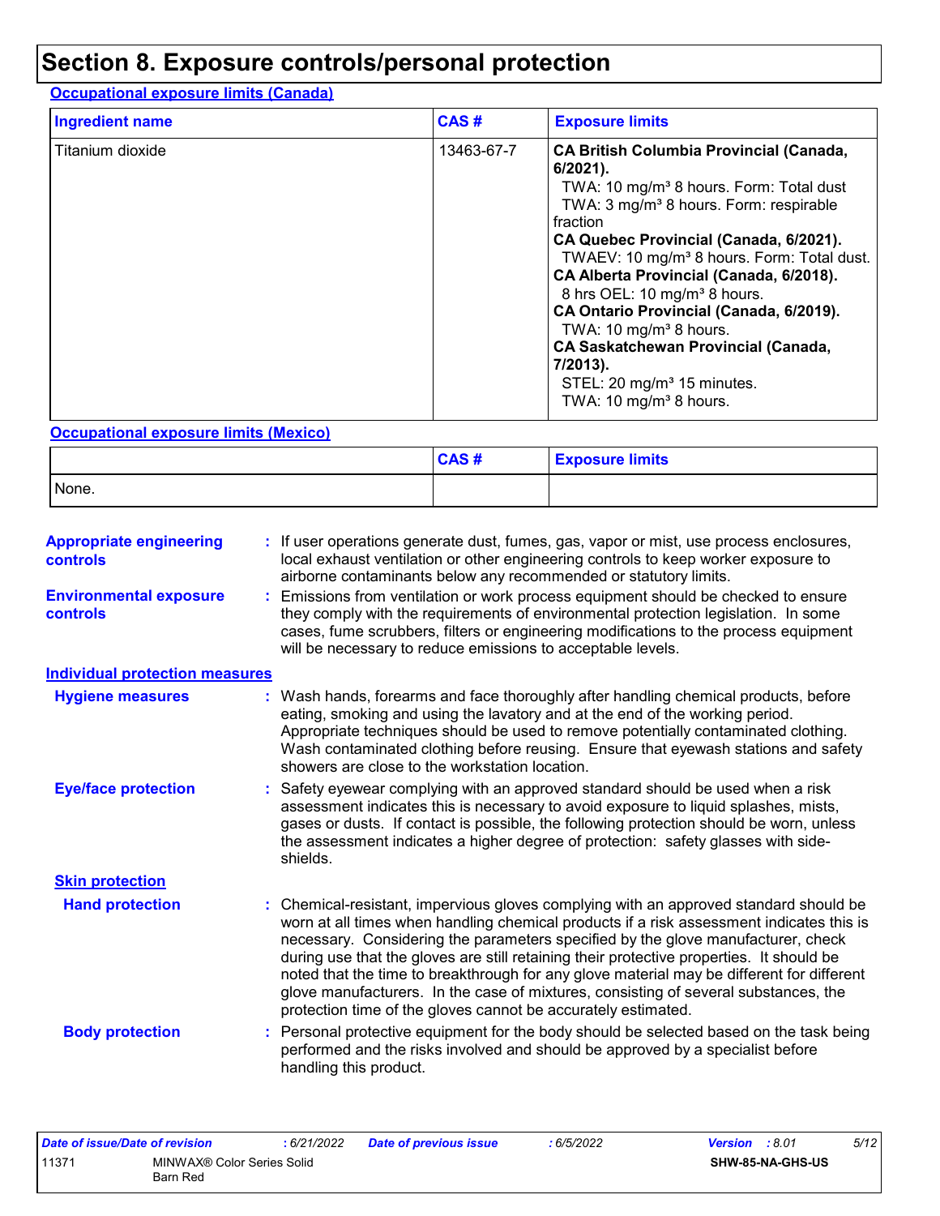# Section 8. Exposure controls/personal protection

**Occupational exposure limits (Canada)**

| Ingredient name | CAS # | Exposure limits |
|---|---|---|
| Titanium dioxide | 13463-67-7 | **CA British Columbia Provincial (Canada, 6/2021).**<br>TWA: 10 mg/m³ 8 hours. Form: Total dust<br>TWA: 3 mg/m³ 8 hours. Form: respirable fraction<br>**CA Quebec Provincial (Canada, 6/2021).**<br>TWAEV: 10 mg/m³ 8 hours. Form: Total dust.<br>**CA Alberta Provincial (Canada, 6/2018).**<br>8 hrs OEL: 10 mg/m³ 8 hours.<br>**CA Ontario Provincial (Canada, 6/2019).**<br>TWA: 10 mg/m³ 8 hours.<br>**CA Saskatchewan Provincial (Canada, 7/2013).**<br>STEL: 20 mg/m³ 15 minutes.<br>TWA: 10 mg/m³ 8 hours. |

**Occupational exposure limits (Mexico)**

| | CAS # | Exposure limits |
|---|---|---|
| None. | | |

**Appropriate engineering controls** : If user operations generate dust, fumes, gas, vapor or mist, use process enclosures, local exhaust ventilation or other engineering controls to keep worker exposure to airborne contaminants below any recommended or statutory limits.

**Environmental exposure controls** : Emissions from ventilation or work process equipment should be checked to ensure they comply with the requirements of environmental protection legislation. In some cases, fume scrubbers, filters or engineering modifications to the process equipment will be necessary to reduce emissions to acceptable levels.

**Individual protection measures**

**Hygiene measures** : Wash hands, forearms and face thoroughly after handling chemical products, before eating, smoking and using the lavatory and at the end of the working period. Appropriate techniques should be used to remove potentially contaminated clothing. Wash contaminated clothing before reusing. Ensure that eyewash stations and safety showers are close to the workstation location.

**Eye/face protection** : Safety eyewear complying with an approved standard should be used when a risk assessment indicates this is necessary to avoid exposure to liquid splashes, mists, gases or dusts. If contact is possible, the following protection should be worn, unless the assessment indicates a higher degree of protection: safety glasses with side-shields.

**Skin protection**

**Hand protection** : Chemical-resistant, impervious gloves complying with an approved standard should be worn at all times when handling chemical products if a risk assessment indicates this is necessary. Considering the parameters specified by the glove manufacturer, check during use that the gloves are still retaining their protective properties. It should be noted that the time to breakthrough for any glove material may be different for different glove manufacturers. In the case of mixtures, consisting of several substances, the protection time of the gloves cannot be accurately estimated.

**Body protection** : Personal protective equipment for the body should be selected based on the task being performed and the risks involved and should be approved by a specialist before handling this product.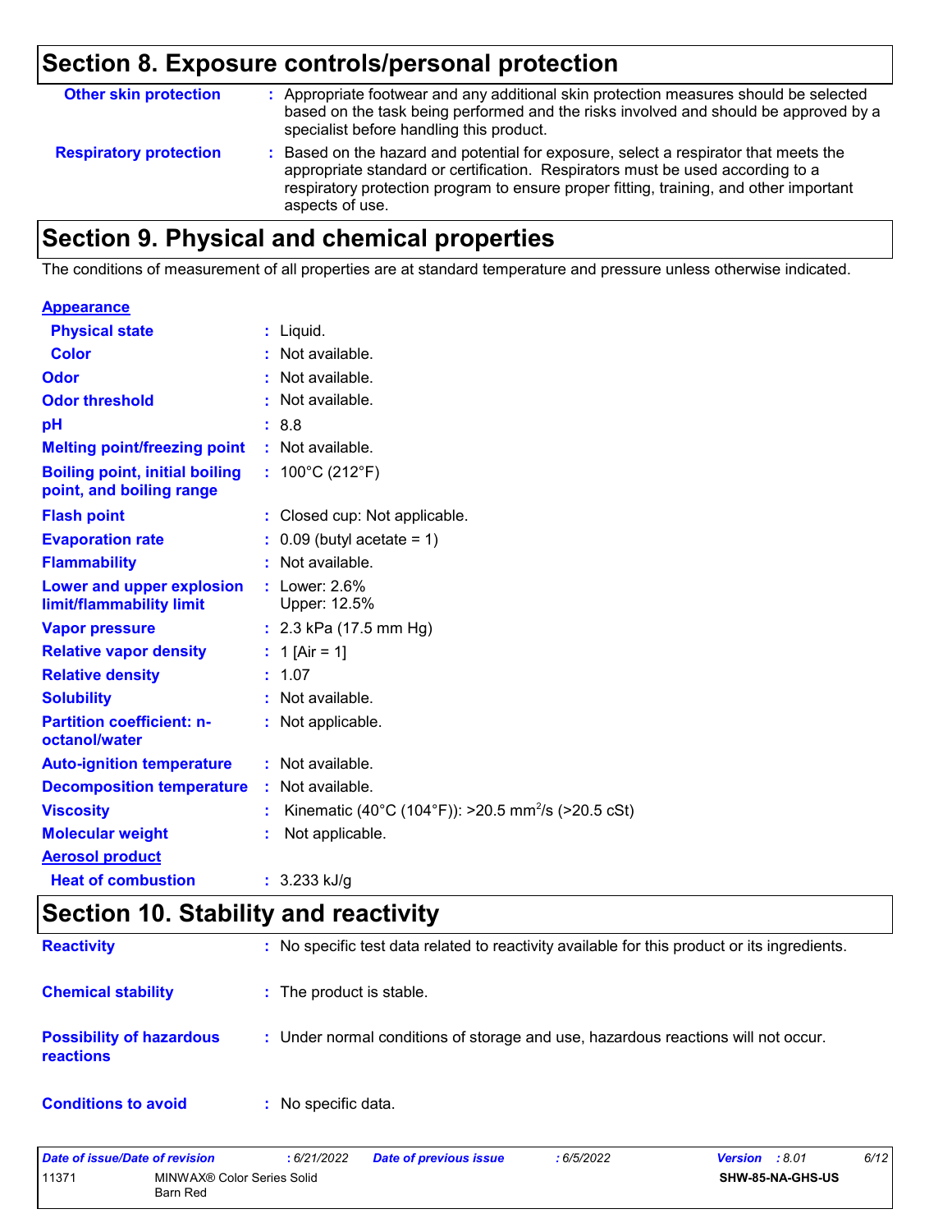## Section 8. Exposure controls/personal protection

| | |
|---|---|
| **Other skin protection** | : Appropriate footwear and any additional skin protection measures should be selected based on the task being performed and the risks involved and should be approved by a specialist before handling this product. |
| **Respiratory protection** | : Based on the hazard and potential for exposure, select a respirator that meets the appropriate standard or certification. Respirators must be used according to a respiratory protection program to ensure proper fitting, training, and other important aspects of use. |

## Section 9. Physical and chemical properties

The conditions of measurement of all properties are at standard temperature and pressure unless otherwise indicated.

**Appearance**

| | |
|---|---|
| **Physical state** | : Liquid. |
| **Color** | : Not available. |
| **Odor** | : Not available. |
| **Odor threshold** | : Not available. |
| **pH** | : 8.8 |
| **Melting point/freezing point** | : Not available. |
| **Boiling point, initial boiling point, and boiling range** | : 100°C (212°F) |
| **Flash point** | : Closed cup: Not applicable. |
| **Evaporation rate** | : 0.09 (butyl acetate = 1) |
| **Flammability** | : Not available. |
| **Lower and upper explosion limit/flammability limit** | : Lower: 2.6%<br>Upper: 12.5% |
| **Vapor pressure** | : 2.3 kPa (17.5 mm Hg) |
| **Relative vapor density** | : 1 [Air = 1] |
| **Relative density** | : 1.07 |
| **Solubility** | : Not available. |
| **Partition coefficient: n-octanol/water** | : Not applicable. |
| **Auto-ignition temperature** | : Not available. |
| **Decomposition temperature** | : Not available. |
| **Viscosity** | : Kinematic (40°C (104°F)): >20.5 $mm^2/s$ (>20.5 cSt) |
| **Molecular weight** | : Not applicable. |

**Aerosol product**

| | |
|---|---|
| **Heat of combustion** | : 3.233 kJ/g |

## Section 10. Stability and reactivity

| | |
|---|---|
| **Reactivity** | : No specific test data related to reactivity available for this product or its ingredients. |
| **Chemical stability** | : The product is stable. |
| **Possibility of hazardous reactions** | : Under normal conditions of storage and use, hazardous reactions will not occur. |
| **Conditions to avoid** | : No specific data. |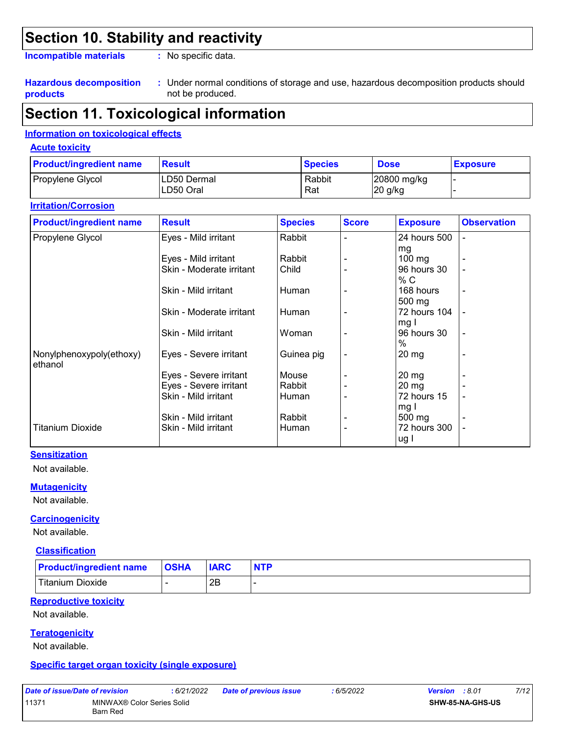# Section 10. Stability and reactivity

**Incompatible materials** : No specific data.

**Hazardous decomposition products** : Under normal conditions of storage and use, hazardous decomposition products should not be produced.

# Section 11. Toxicological information

## Information on toxicological effects

### Acute toxicity

| Product/ingredient name | Result | Species | Dose | Exposure |
|---|---|---|---|---|
| Propylene Glycol | LD50 Dermal | Rabbit | 20800 mg/kg | - |
| | LD50 Oral | Rat | 20 g/kg | - |

### Irritation/Corrosion

| Product/ingredient name | Result | Species | Score | Exposure | Observation |
|---|---|---|---|---|---|
| Propylene Glycol | Eyes - Mild irritant | Rabbit | - | 24 hours 500 mg | - |
| | Eyes - Mild irritant | Rabbit | - | 100 mg | - |
| | Skin - Moderate irritant | Child | - | 96 hours 30 % C | - |
| | Skin - Mild irritant | Human | - | 168 hours 500 mg | - |
| | Skin - Moderate irritant | Human | - | 72 hours 104 mg I | - |
| | Skin - Mild irritant | Woman | - | 96 hours 30 % | - |
| Nonylphenoxypoly(ethoxy) ethanol | Eyes - Severe irritant | Guinea pig | - | 20 mg | - |
| | Eyes - Severe irritant | Mouse | - | 20 mg | - |
| | Eyes - Severe irritant | Rabbit | - | 20 mg | - |
| | Skin - Mild irritant | Human | - | 72 hours 15 mg I | - |
| | Skin - Mild irritant | Rabbit | - | 500 mg | - |
| Titanium Dioxide | Skin - Mild irritant | Human | - | 72 hours 300 ug I | - |

### Sensitization

Not available.

### Mutagenicity

Not available.

### Carcinogenicity

Not available.

#### Classification

| Product/ingredient name | OSHA | IARC | NTP |
|---|---|---|---|
| Titanium Dioxide | - | 2B | - |

### Reproductive toxicity

Not available.

### Teratogenicity

Not available.

### Specific target organ toxicity (single exposure)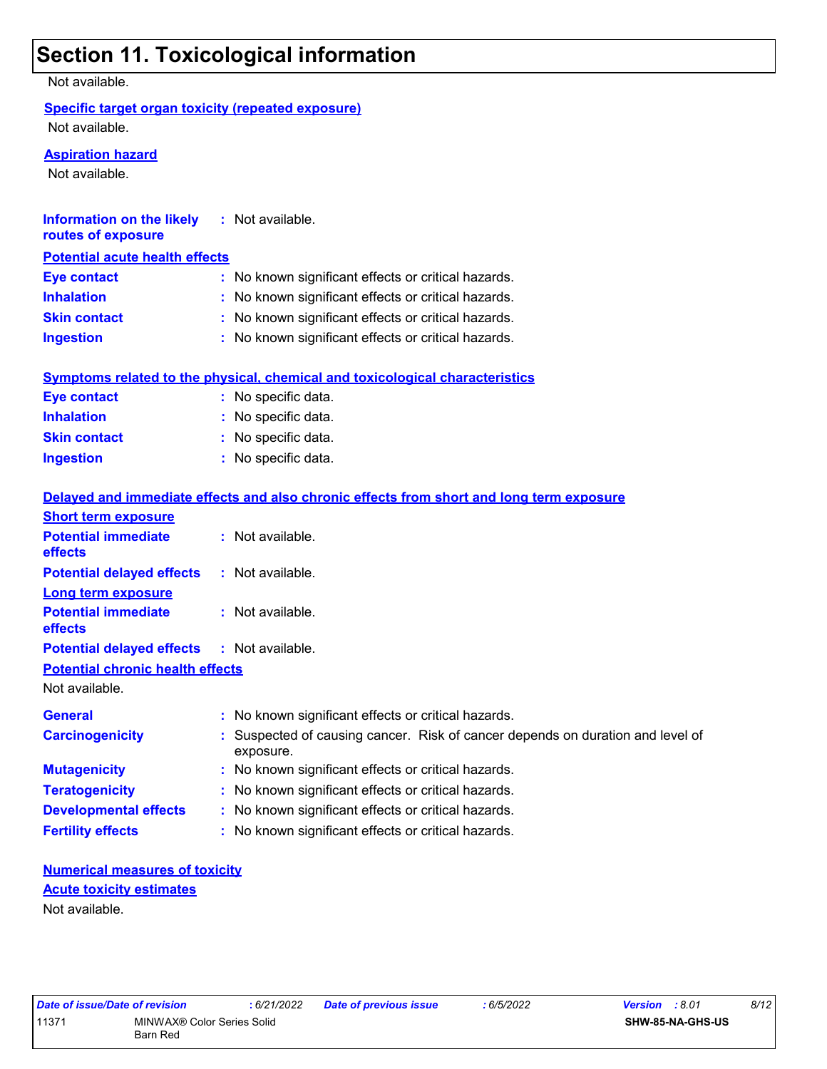## Section 11. Toxicological information

Not available.

**Specific target organ toxicity (repeated exposure)**

Not available.

**Aspiration hazard**

Not available.

**Information on the likely routes of exposure** : Not available.

**Potential acute health effects**

**Eye contact** : No known significant effects or critical hazards.
**Inhalation** : No known significant effects or critical hazards.
**Skin contact** : No known significant effects or critical hazards.
**Ingestion** : No known significant effects or critical hazards.

**Symptoms related to the physical, chemical and toxicological characteristics**

**Eye contact** : No specific data.
**Inhalation** : No specific data.
**Skin contact** : No specific data.
**Ingestion** : No specific data.

**Delayed and immediate effects and also chronic effects from short and long term exposure**

**Short term exposure**

**Potential immediate effects** : Not available.
**Potential delayed effects** : Not available.

**Long term exposure**

**Potential immediate effects** : Not available.
**Potential delayed effects** : Not available.

**Potential chronic health effects**

Not available.

**General** : No known significant effects or critical hazards.
**Carcinogenicity** : Suspected of causing cancer. Risk of cancer depends on duration and level of exposure.
**Mutagenicity** : No known significant effects or critical hazards.
**Teratogenicity** : No known significant effects or critical hazards.
**Developmental effects** : No known significant effects or critical hazards.
**Fertility effects** : No known significant effects or critical hazards.

**Numerical measures of toxicity**

**Acute toxicity estimates**

Not available.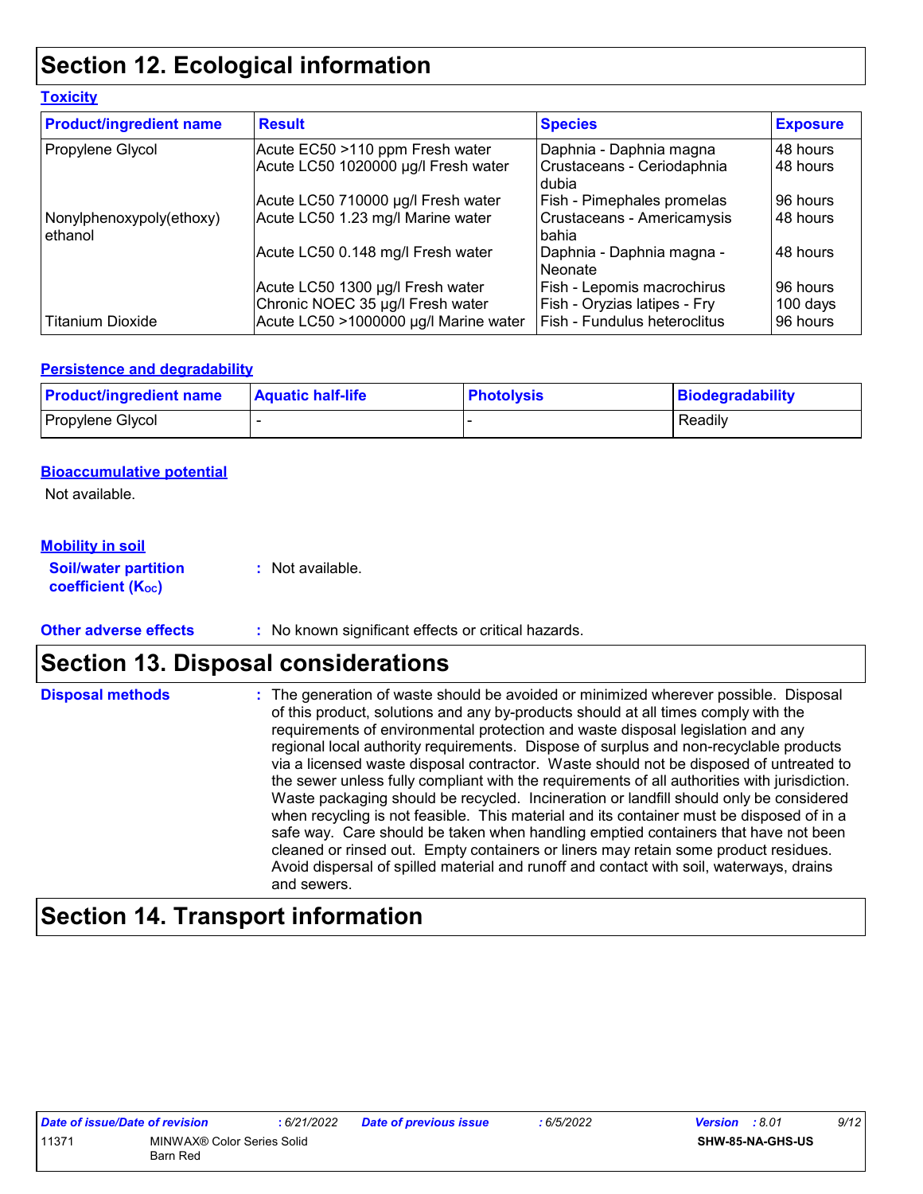# Section 12. Ecological information

## Toxicity

| Product/ingredient name | Result | Species | Exposure |
|---|---|---|---|
| Propylene Glycol | Acute EC50 >110 ppm Fresh water | Daphnia - Daphnia magna | 48 hours |
| | Acute LC50 1020000 µg/l Fresh water | Crustaceans - Ceriodaphnia dubia | 48 hours |
| | Acute LC50 710000 µg/l Fresh water | Fish - Pimephales promelas | 96 hours |
| Nonylphenoxypoly(ethoxy) ethanol | Acute LC50 1.23 mg/l Marine water | Crustaceans - Americamysis bahia | 48 hours |
| | Acute LC50 0.148 mg/l Fresh water | Daphnia - Daphnia magna - Neonate | 48 hours |
| | Acute LC50 1300 µg/l Fresh water | Fish - Lepomis macrochirus | 96 hours |
| | Chronic NOEC 35 µg/l Fresh water | Fish - Oryzias latipes - Fry | 100 days |
| Titanium Dioxide | Acute LC50 >1000000 µg/l Marine water | Fish - Fundulus heteroclitus | 96 hours |

## Persistence and degradability

| Product/ingredient name | Aquatic half-life | Photolysis | Biodegradability |
|---|---|---|---|
| Propylene Glycol | - | - | Readily |

## Bioaccumulative potential

Not available.

## Mobility in soil

**Soil/water partition coefficient ($K_{OC}$)** : Not available.

**Other adverse effects** : No known significant effects or critical hazards.

# Section 13. Disposal considerations

**Disposal methods** : The generation of waste should be avoided or minimized wherever possible. Disposal of this product, solutions and any by-products should at all times comply with the requirements of environmental protection and waste disposal legislation and any regional local authority requirements. Dispose of surplus and non-recyclable products via a licensed waste disposal contractor. Waste should not be disposed of untreated to the sewer unless fully compliant with the requirements of all authorities with jurisdiction. Waste packaging should be recycled. Incineration or landfill should only be considered when recycling is not feasible. This material and its container must be disposed of in a safe way. Care should be taken when handling emptied containers that have not been cleaned or rinsed out. Empty containers or liners may retain some product residues. Avoid dispersal of spilled material and runoff and contact with soil, waterways, drains and sewers.

# Section 14. Transport information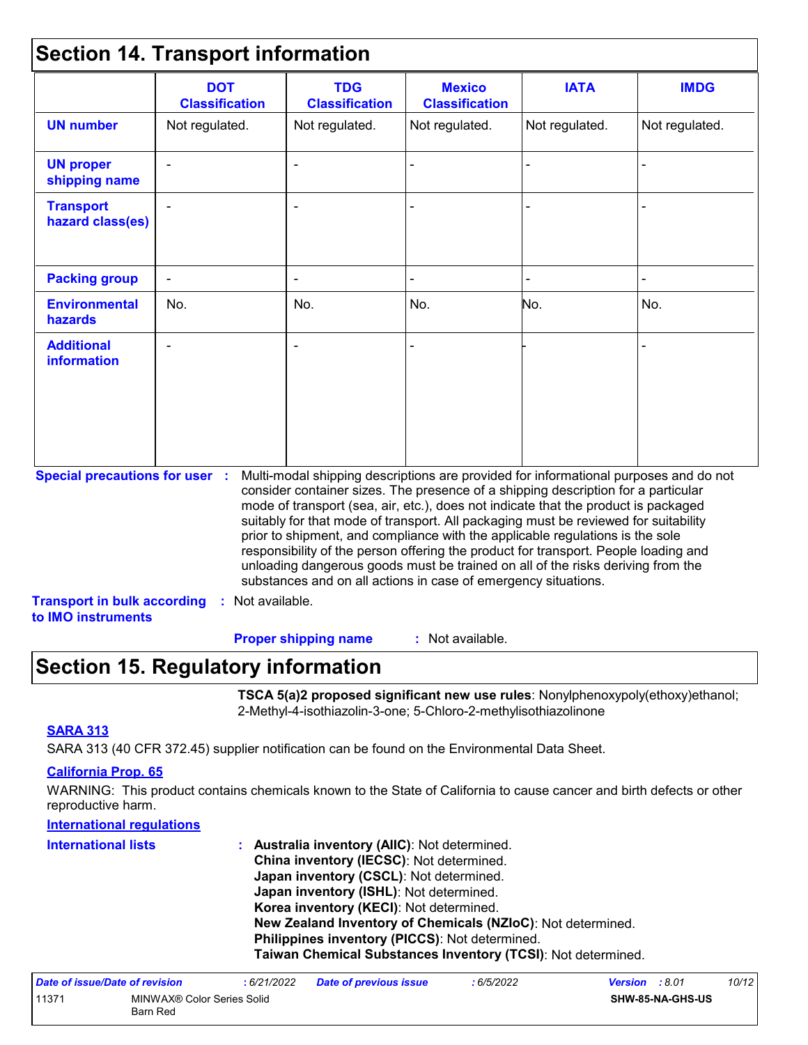## Section 14. Transport information

| | DOT Classification | TDG Classification | Mexico Classification | IATA | IMDG |
|---|---|---|---|---|---|
| **UN number** | Not regulated. | Not regulated. | Not regulated. | Not regulated. | Not regulated. |
| **UN proper shipping name** | - | - | - | - | - |
| **Transport hazard class(es)** | - | - | - | - | - |
| **Packing group** | - | - | - | - | - |
| **Environmental hazards** | No. | No. | No. | No. | No. |
| **Additional information** | - | - | - | - | - |

**Special precautions for user** : Multi-modal shipping descriptions are provided for informational purposes and do not consider container sizes. The presence of a shipping description for a particular mode of transport (sea, air, etc.), does not indicate that the product is packaged suitably for that mode of transport. All packaging must be reviewed for suitability prior to shipment, and compliance with the applicable regulations is the sole responsibility of the person offering the product for transport. People loading and unloading dangerous goods must be trained on all of the risks deriving from the substances and on all actions in case of emergency situations.

**Transport in bulk according to IMO instruments** : Not available.

**Proper shipping name** : Not available.

## Section 15. Regulatory information

**TSCA 5(a)2 proposed significant new use rules**: Nonylphenoxypoly(ethoxy)ethanol; 2-Methyl-4-isothiazolin-3-one; 5-Chloro-2-methylisothiazolinone

**SARA 313**

SARA 313 (40 CFR 372.45) supplier notification can be found on the Environmental Data Sheet.

**California Prop. 65**

WARNING: This product contains chemicals known to the State of California to cause cancer and birth defects or other reproductive harm.

**International regulations**

**International lists** :
**Australia inventory (AIIC)**: Not determined.
**China inventory (IECSC)**: Not determined.
**Japan inventory (CSCL)**: Not determined.
**Japan inventory (ISHL)**: Not determined.
**Korea inventory (KECI)**: Not determined.
**New Zealand Inventory of Chemicals (NZIoC)**: Not determined.
**Philippines inventory (PICCS)**: Not determined.
**Taiwan Chemical Substances Inventory (TCSI)**: Not determined.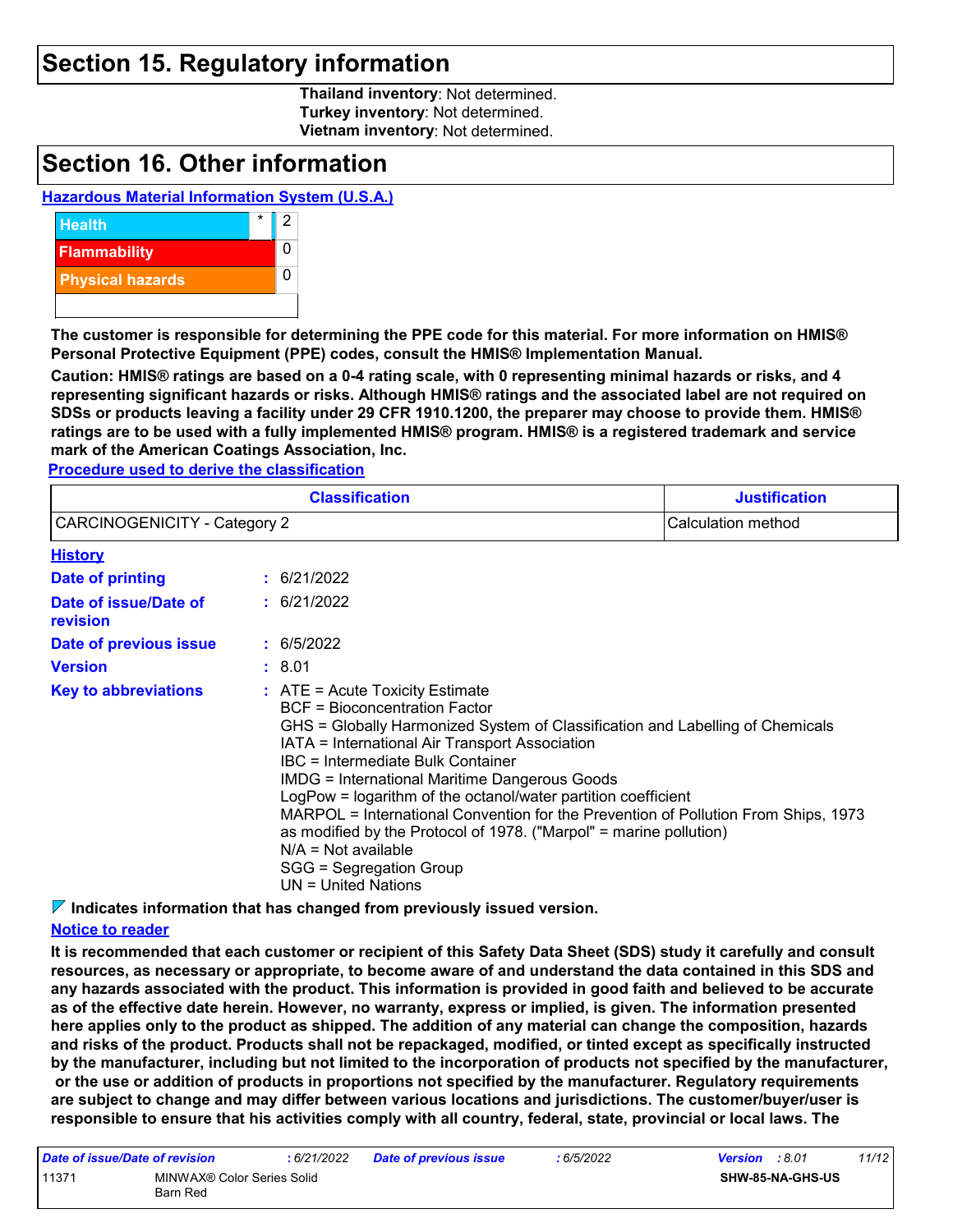## Section 15. Regulatory information

**Thailand inventory**: Not determined.
**Turkey inventory**: Not determined.
**Vietnam inventory**: Not determined.

## Section 16. Other information

**Hazardous Material Information System (U.S.A.)**

| | | |
|---|---|---|
| Health | * | 2 |
| Flammability | | 0 |
| Physical hazards | | 0 |

**The customer is responsible for determining the PPE code for this material. For more information on HMIS® Personal Protective Equipment (PPE) codes, consult the HMIS® Implementation Manual.**

**Caution: HMIS® ratings are based on a 0-4 rating scale, with 0 representing minimal hazards or risks, and 4 representing significant hazards or risks. Although HMIS® ratings and the associated label are not required on SDSs or products leaving a facility under 29 CFR 1910.1200, the preparer may choose to provide them. HMIS® ratings are to be used with a fully implemented HMIS® program. HMIS® is a registered trademark and service mark of the American Coatings Association, Inc.**

**Procedure used to derive the classification**

| Classification | Justification |
|---|---|
| CARCINOGENICITY - Category 2 | Calculation method |

**History**

**Date of printing** : 6/21/2022

**Date of issue/Date of revision** : 6/21/2022

**Date of previous issue** : 6/5/2022

**Version** : 8.01

**Key to abbreviations** :
ATE = Acute Toxicity Estimate
BCF = Bioconcentration Factor
GHS = Globally Harmonized System of Classification and Labelling of Chemicals
IATA = International Air Transport Association
IBC = Intermediate Bulk Container
IMDG = International Maritime Dangerous Goods
LogPow = logarithm of the octanol/water partition coefficient
MARPOL = International Convention for the Prevention of Pollution From Ships, 1973 as modified by the Protocol of 1978. ("Marpol" = marine pollution)
N/A = Not available
SGG = Segregation Group
UN = United Nations

**Indicates information that has changed from previously issued version.**

**Notice to reader**

**It is recommended that each customer or recipient of this Safety Data Sheet (SDS) study it carefully and consult resources, as necessary or appropriate, to become aware of and understand the data contained in this SDS and any hazards associated with the product. This information is provided in good faith and believed to be accurate as of the effective date herein. However, no warranty, express or implied, is given. The information presented here applies only to the product as shipped. The addition of any material can change the composition, hazards and risks of the product. Products shall not be repackaged, modified, or tinted except as specifically instructed by the manufacturer, including but not limited to the incorporation of products not specified by the manufacturer, or the use or addition of products in proportions not specified by the manufacturer. Regulatory requirements are subject to change and may differ between various locations and jurisdictions. The customer/buyer/user is responsible to ensure that his activities comply with all country, federal, state, provincial or local laws. The**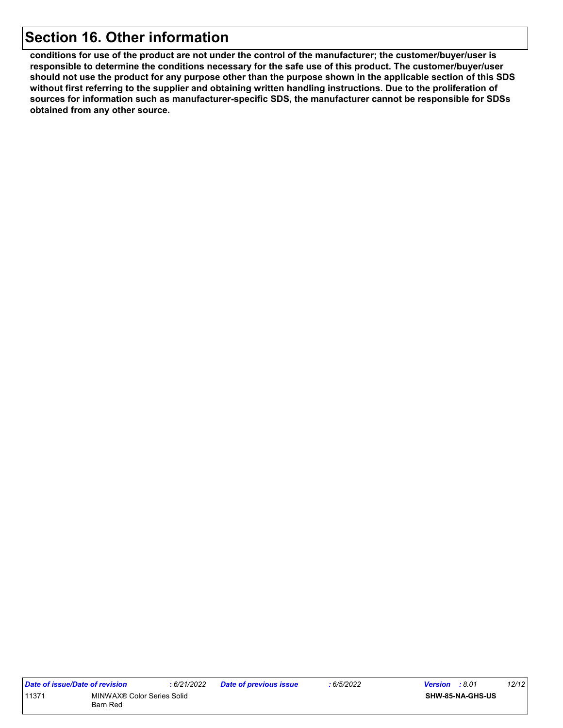# Section 16. Other information

**conditions for use of the product are not under the control of the manufacturer; the customer/buyer/user is responsible to determine the conditions necessary for the safe use of this product. The customer/buyer/user should not use the product for any purpose other than the purpose shown in the applicable section of this SDS without first referring to the supplier and obtaining written handling instructions. Due to the proliferation of sources for information such as manufacturer-specific SDS, the manufacturer cannot be responsible for SDSs obtained from any other source.**